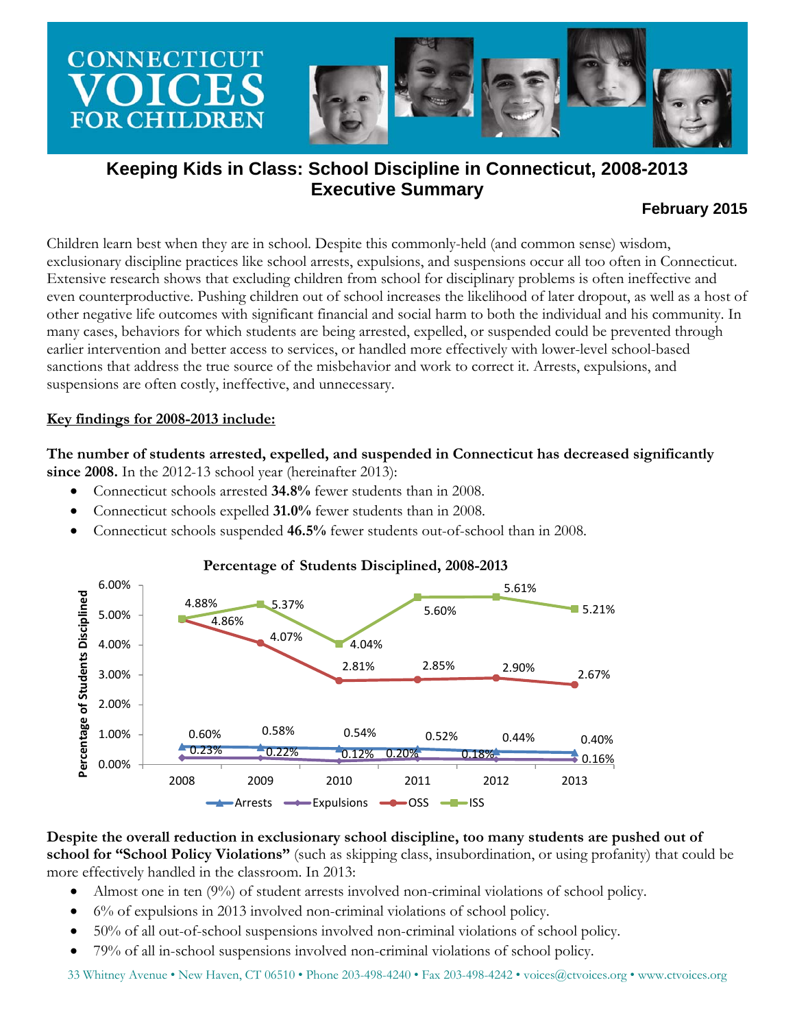# Keeping Kids in Class: School Discipline in Connecticut, 2008-2013
## Executive Summary

**February 2015**

Children learn best when they are in school. Despite this commonly-held (and common sense) wisdom, exclusionary discipline practices like school arrests, expulsions, and suspensions occur all too often in Connecticut. Extensive research shows that excluding children from school for disciplinary problems is often ineffective and even counterproductive. Pushing children out of school increases the likelihood of later dropout, as well as a host of other negative life outcomes with significant financial and social harm to both the individual and his community. In many cases, behaviors for which students are being arrested, expelled, or suspended could be prevented through earlier intervention and better access to services, or handled more effectively with lower-level school-based sanctions that address the true source of the misbehavior and work to correct it. Arrests, expulsions, and suspensions are often costly, ineffective, and unnecessary.

**Key findings for 2008-2013 include:**

**The number of students arrested, expelled, and suspended in Connecticut has decreased significantly since 2008.** In the 2012-13 school year (hereinafter 2013):

- Connecticut schools arrested **34.8%** fewer students than in 2008.
- Connecticut schools expelled **31.0%** fewer students than in 2008.
- Connecticut schools suspended **46.5%** fewer students out-of-school than in 2008.

**Percentage of Students Disciplined, 2008-2013**

| Year | Arrests | Expulsions | OSS | ISS |
|---|---|---|---|---|
| 2008 | 0.60% | 0.23% | 4.86% | 4.88% |
| 2009 | 0.58% | 0.22% | 4.07% | 5.37% |
| 2010 | 0.54% | 0.12% | 2.81% | 4.04% |
| 2011 | 0.52% | 0.20% | 2.85% | 5.60% |
| 2012 | 0.44% | 0.18% | 2.90% | 5.61% |
| 2013 | 0.40% | 0.16% | 2.67% | 5.21% |

**Despite the overall reduction in exclusionary school discipline, too many students are pushed out of school for "School Policy Violations"** (such as skipping class, insubordination, or using profanity) that could be more effectively handled in the classroom. In 2013:

- Almost one in ten (9%) of student arrests involved non-criminal violations of school policy.
- 6% of expulsions in 2013 involved non-criminal violations of school policy.
- 50% of all out-of-school suspensions involved non-criminal violations of school policy.
- 79% of all in-school suspensions involved non-criminal violations of school policy.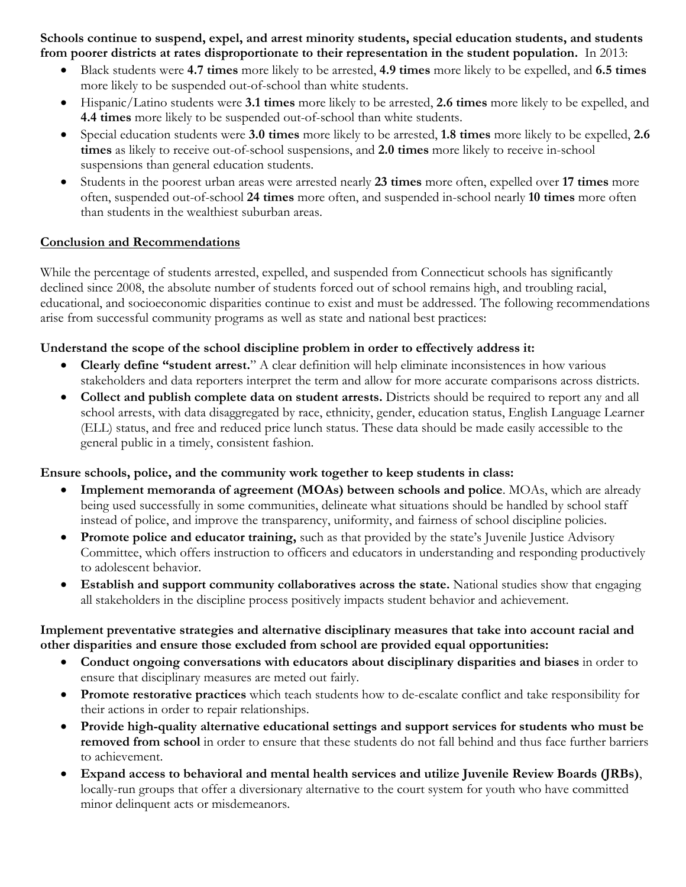**Schools continue to suspend, expel, and arrest minority students, special education students, and students from poorer districts at rates disproportionate to their representation in the student population.** In 2013:

- Black students were **4.7 times** more likely to be arrested, **4.9 times** more likely to be expelled, and **6.5 times** more likely to be suspended out-of-school than white students.
- Hispanic/Latino students were **3.1 times** more likely to be arrested, **2.6 times** more likely to be expelled, and **4.4 times** more likely to be suspended out-of-school than white students.
- Special education students were **3.0 times** more likely to be arrested, **1.8 times** more likely to be expelled, **2.6 times** as likely to receive out-of-school suspensions, and **2.0 times** more likely to receive in-school suspensions than general education students.
- Students in the poorest urban areas were arrested nearly **23 times** more often, expelled over **17 times** more often, suspended out-of-school **24 times** more often, and suspended in-school nearly **10 times** more often than students in the wealthiest suburban areas.

## Conclusion and Recommendations

While the percentage of students arrested, expelled, and suspended from Connecticut schools has significantly declined since 2008, the absolute number of students forced out of school remains high, and troubling racial, educational, and socioeconomic disparities continue to exist and must be addressed. The following recommendations arise from successful community programs as well as state and national best practices:

**Understand the scope of the school discipline problem in order to effectively address it:**

- **Clearly define "student arrest."** A clear definition will help eliminate inconsistences in how various stakeholders and data reporters interpret the term and allow for more accurate comparisons across districts.
- **Collect and publish complete data on student arrests.** Districts should be required to report any and all school arrests, with data disaggregated by race, ethnicity, gender, education status, English Language Learner (ELL) status, and free and reduced price lunch status. These data should be made easily accessible to the general public in a timely, consistent fashion.

**Ensure schools, police, and the community work together to keep students in class:**

- **Implement memoranda of agreement (MOAs) between schools and police**. MOAs, which are already being used successfully in some communities, delineate what situations should be handled by school staff instead of police, and improve the transparency, uniformity, and fairness of school discipline policies.
- **Promote police and educator training,** such as that provided by the state's Juvenile Justice Advisory Committee, which offers instruction to officers and educators in understanding and responding productively to adolescent behavior.
- **Establish and support community collaboratives across the state.** National studies show that engaging all stakeholders in the discipline process positively impacts student behavior and achievement.

**Implement preventative strategies and alternative disciplinary measures that take into account racial and other disparities and ensure those excluded from school are provided equal opportunities:**

- **Conduct ongoing conversations with educators about disciplinary disparities and biases** in order to ensure that disciplinary measures are meted out fairly.
- **Promote restorative practices** which teach students how to de-escalate conflict and take responsibility for their actions in order to repair relationships.
- **Provide high-quality alternative educational settings and support services for students who must be removed from school** in order to ensure that these students do not fall behind and thus face further barriers to achievement.
- **Expand access to behavioral and mental health services and utilize Juvenile Review Boards (JRBs)**, locally-run groups that offer a diversionary alternative to the court system for youth who have committed minor delinquent acts or misdemeanors.